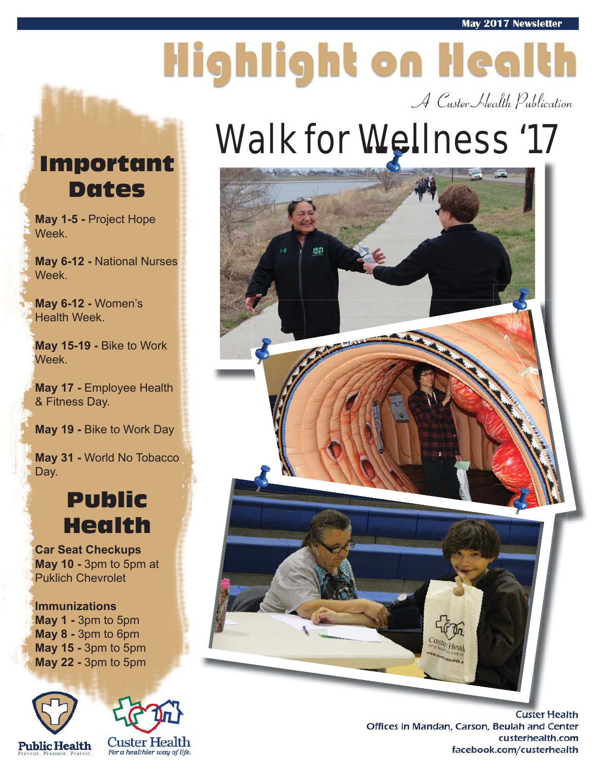May 2017 Newsletter

# Highlight on Health

*A Custer Health Publication*

## Important Dates

**May 1-5 -** Project Hope Week.

**May 6-12 -** National Nurses Week.

**May 6-12 -** Women's Health Week.

**May 15-19 -** Bike to Work Week.

**May 17 -** Employee Health & Fitness Day.

**May 19 -** Bike to Work Day

**May 31 -** World No Tobacco Day.

## Public Health

**Car Seat Checkups**
**May 10 -** 3pm to 5pm at Puklich Chevrolet

**Immunizations**
**May 1 -** 3pm to 5pm
**May 8 -** 3pm to 6pm
**May 15 -** 3pm to 5pm
**May 22 -** 3pm to 5pm

Public Health
Prevent. Promote. Protect.

Custer Health
For a healthier way of life.

# Walk for Wellness '17

Custer Health
Offices in Mandan, Carson, Beulah and Center
custerhealth.com
facebook.com/custerhealth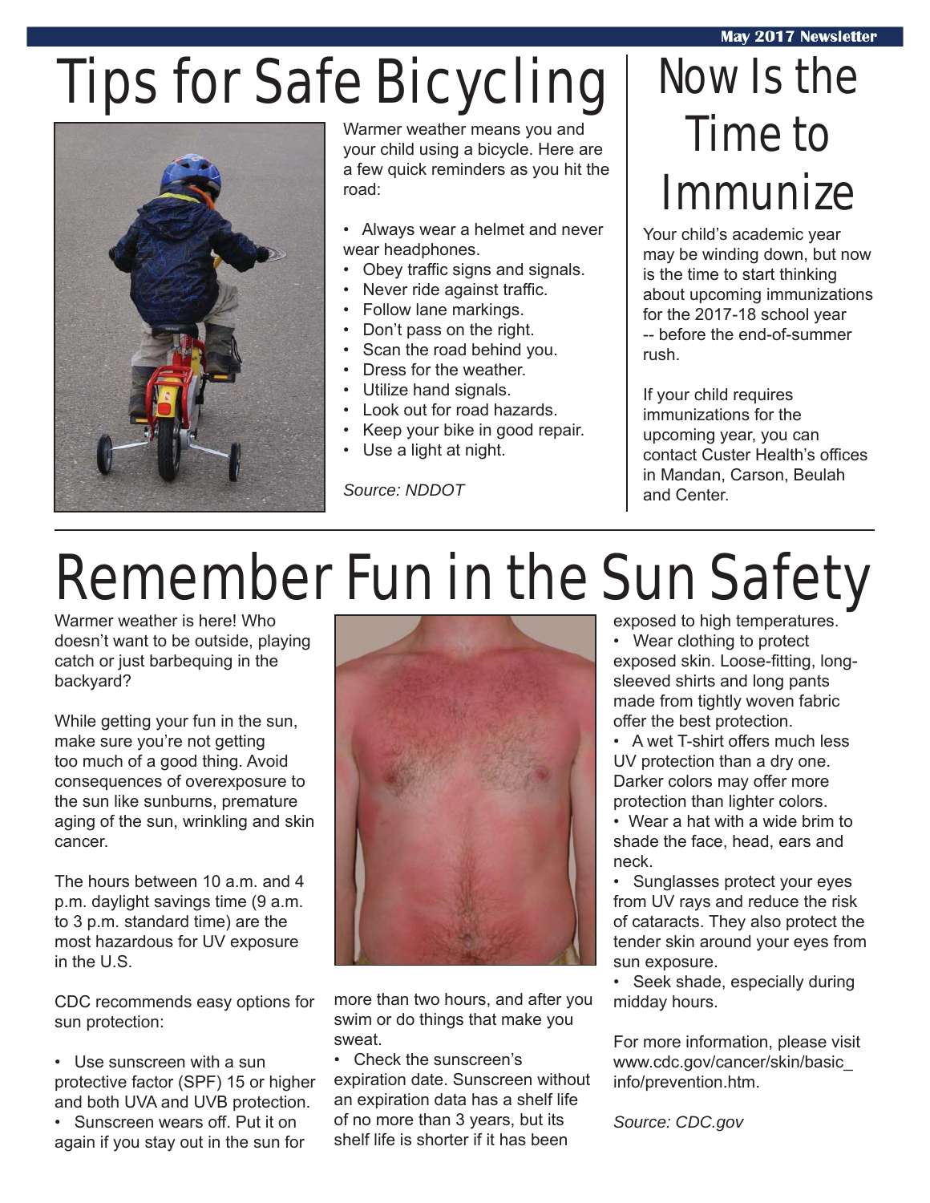# Tips for Safe Bicycling

Warmer weather means you and your child using a bicycle. Here are a few quick reminders as you hit the road:

- Always wear a helmet and never wear headphones.
- Obey traffic signs and signals.
- Never ride against traffic.
- Follow lane markings.
- Don't pass on the right.
- Scan the road behind you.
- Dress for the weather.
- Utilize hand signals.
- Look out for road hazards.
- Keep your bike in good repair.
- Use a light at night.

*Source: NDDOT*

# Now Is the Time to Immunize

Your child's academic year may be winding down, but now is the time to start thinking about upcoming immunizations for the 2017-18 school year -- before the end-of-summer rush.

If your child requires immunizations for the upcoming year, you can contact Custer Health's offices in Mandan, Carson, Beulah and Center.

# Remember Fun in the Sun Safety

Warmer weather is here! Who doesn't want to be outside, playing catch or just barbequing in the backyard?

While getting your fun in the sun, make sure you're not getting too much of a good thing. Avoid consequences of overexposure to the sun like sunburns, premature aging of the sun, wrinkling and skin cancer.

The hours between 10 a.m. and 4 p.m. daylight savings time (9 a.m. to 3 p.m. standard time) are the most hazardous for UV exposure in the U.S.

CDC recommends easy options for sun protection:

- Use sunscreen with a sun protective factor (SPF) 15 or higher and both UVA and UVB protection.
- Sunscreen wears off. Put it on again if you stay out in the sun for more than two hours, and after you swim or do things that make you sweat.
- Check the sunscreen's expiration date. Sunscreen without an expiration data has a shelf life of no more than 3 years, but its shelf life is shorter if it has been exposed to high temperatures.
- Wear clothing to protect exposed skin. Loose-fitting, long-sleeved shirts and long pants made from tightly woven fabric offer the best protection.
- A wet T-shirt offers much less UV protection than a dry one. Darker colors may offer more protection than lighter colors.
- Wear a hat with a wide brim to shade the face, head, ears and neck.
- Sunglasses protect your eyes from UV rays and reduce the risk of cataracts. They also protect the tender skin around your eyes from sun exposure.
- Seek shade, especially during midday hours.

For more information, please visit www.cdc.gov/cancer/skin/basic_info/prevention.htm.

*Source: CDC.gov*